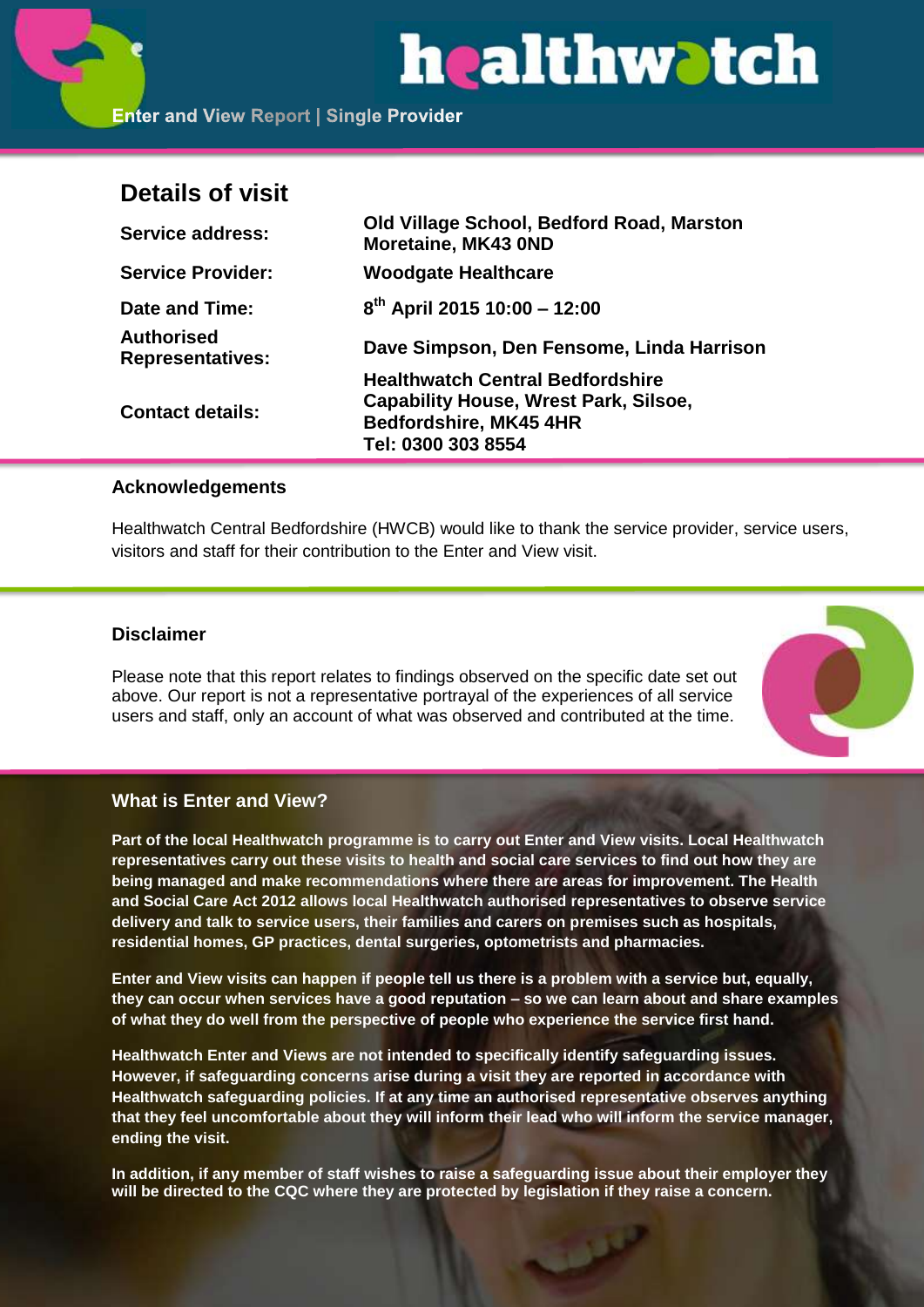# healthwatch

Enter and View Report | Single Provider

## Details of visit

| | |
|---|---|
| **Service address:** | **Old Village School, Bedford Road, Marston Moretaine, MK43 0ND** |
| **Service Provider:** | **Woodgate Healthcare** |
| **Date and Time:** | **8th April 2015 10:00 – 12:00** |
| **Authorised Representatives:** | **Dave Simpson, Den Fensome, Linda Harrison** |
| **Contact details:** | **Healthwatch Central Bedfordshire Capability House, Wrest Park, Silsoe, Bedfordshire, MK45 4HR Tel: 0300 303 8554** |

### Acknowledgements

Healthwatch Central Bedfordshire (HWCB) would like to thank the service provider, service users, visitors and staff for their contribution to the Enter and View visit.

### Disclaimer

Please note that this report relates to findings observed on the specific date set out above. Our report is not a representative portrayal of the experiences of all service users and staff, only an account of what was observed and contributed at the time.

### What is Enter and View?

**Part of the local Healthwatch programme is to carry out Enter and View visits. Local Healthwatch representatives carry out these visits to health and social care services to find out how they are being managed and make recommendations where there are areas for improvement. The Health and Social Care Act 2012 allows local Healthwatch authorised representatives to observe service delivery and talk to service users, their families and carers on premises such as hospitals, residential homes, GP practices, dental surgeries, optometrists and pharmacies.**

**Enter and View visits can happen if people tell us there is a problem with a service but, equally, they can occur when services have a good reputation – so we can learn about and share examples of what they do well from the perspective of people who experience the service first hand.**

**Healthwatch Enter and Views are not intended to specifically identify safeguarding issues. However, if safeguarding concerns arise during a visit they are reported in accordance with Healthwatch safeguarding policies. If at any time an authorised representative observes anything that they feel uncomfortable about they will inform their lead who will inform the service manager, ending the visit.**

**In addition, if any member of staff wishes to raise a safeguarding issue about their employer they will be directed to the CQC where they are protected by legislation if they raise a concern.**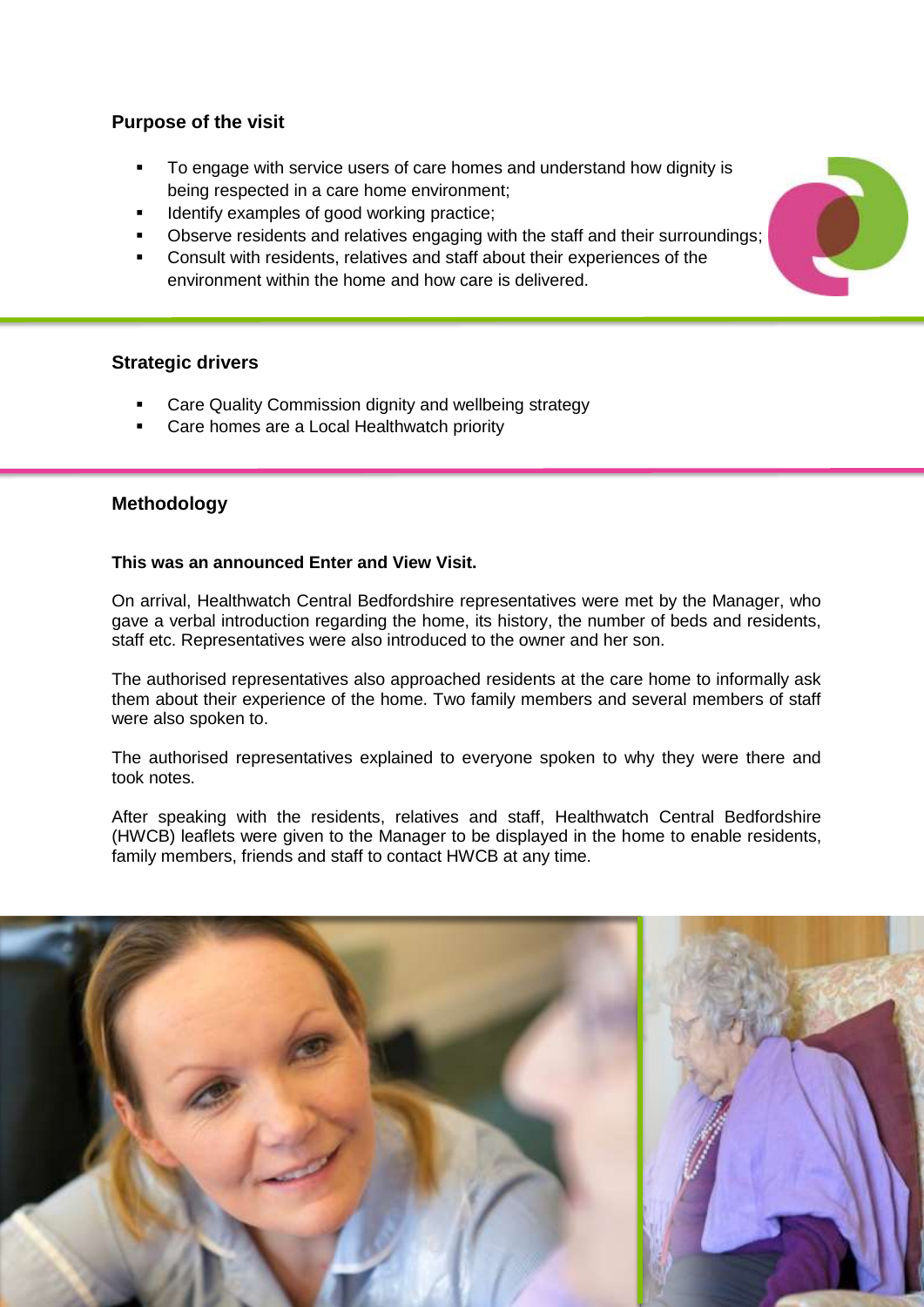## Purpose of the visit

- To engage with service users of care homes and understand how dignity is being respected in a care home environment;
- Identify examples of good working practice;
- Observe residents and relatives engaging with the staff and their surroundings;
- Consult with residents, relatives and staff about their experiences of the environment within the home and how care is delivered.

## Strategic drivers

- Care Quality Commission dignity and wellbeing strategy
- Care homes are a Local Healthwatch priority

## Methodology

**This was an announced Enter and View Visit.**

On arrival, Healthwatch Central Bedfordshire representatives were met by the Manager, who gave a verbal introduction regarding the home, its history, the number of beds and residents, staff etc. Representatives were also introduced to the owner and her son.

The authorised representatives also approached residents at the care home to informally ask them about their experience of the home. Two family members and several members of staff were also spoken to.

The authorised representatives explained to everyone spoken to why they were there and took notes.

After speaking with the residents, relatives and staff, Healthwatch Central Bedfordshire (HWCB) leaflets were given to the Manager to be displayed in the home to enable residents, family members, friends and staff to contact HWCB at any time.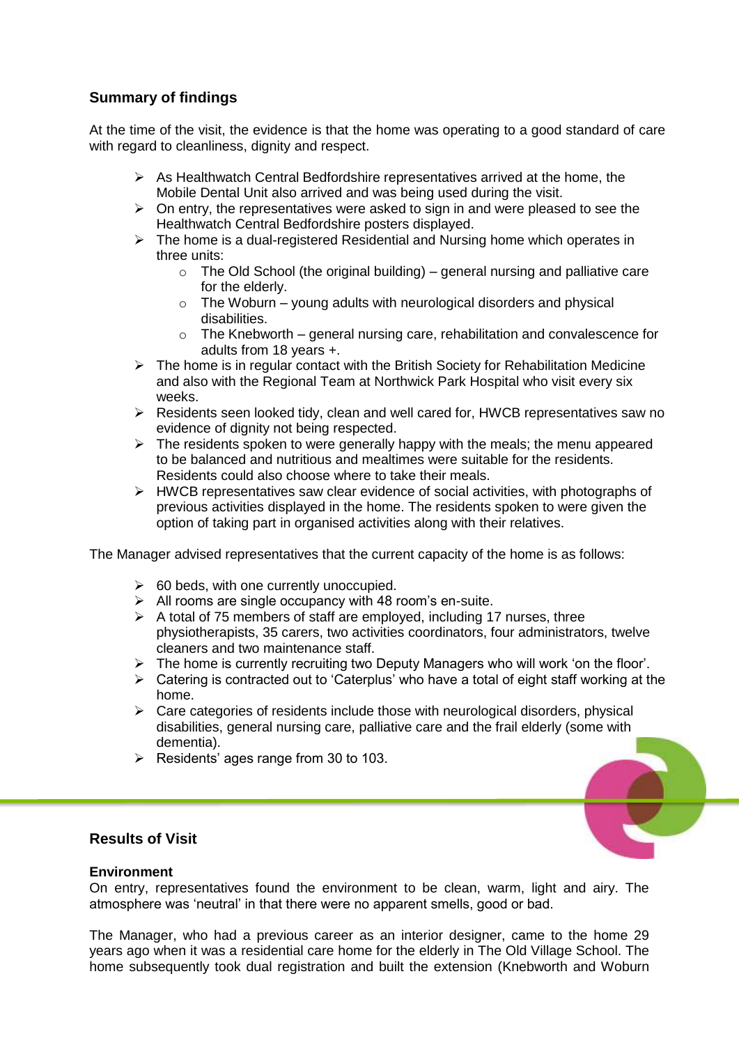## Summary of findings

At the time of the visit, the evidence is that the home was operating to a good standard of care with regard to cleanliness, dignity and respect.

- As Healthwatch Central Bedfordshire representatives arrived at the home, the Mobile Dental Unit also arrived and was being used during the visit.
- On entry, the representatives were asked to sign in and were pleased to see the Healthwatch Central Bedfordshire posters displayed.
- The home is a dual-registered Residential and Nursing home which operates in three units:
  - The Old School (the original building) – general nursing and palliative care for the elderly.
  - The Woburn – young adults with neurological disorders and physical disabilities.
  - The Knebworth – general nursing care, rehabilitation and convalescence for adults from 18 years +.
- The home is in regular contact with the British Society for Rehabilitation Medicine and also with the Regional Team at Northwick Park Hospital who visit every six weeks.
- Residents seen looked tidy, clean and well cared for, HWCB representatives saw no evidence of dignity not being respected.
- The residents spoken to were generally happy with the meals; the menu appeared to be balanced and nutritious and mealtimes were suitable for the residents. Residents could also choose where to take their meals.
- HWCB representatives saw clear evidence of social activities, with photographs of previous activities displayed in the home. The residents spoken to were given the option of taking part in organised activities along with their relatives.

The Manager advised representatives that the current capacity of the home is as follows:

- 60 beds, with one currently unoccupied.
- All rooms are single occupancy with 48 room's en-suite.
- A total of 75 members of staff are employed, including 17 nurses, three physiotherapists, 35 carers, two activities coordinators, four administrators, twelve cleaners and two maintenance staff.
- The home is currently recruiting two Deputy Managers who will work 'on the floor'.
- Catering is contracted out to 'Caterplus' who have a total of eight staff working at the home.
- Care categories of residents include those with neurological disorders, physical disabilities, general nursing care, palliative care and the frail elderly (some with dementia).
- Residents' ages range from 30 to 103.

## Results of Visit

**Environment**

On entry, representatives found the environment to be clean, warm, light and airy. The atmosphere was 'neutral' in that there were no apparent smells, good or bad.

The Manager, who had a previous career as an interior designer, came to the home 29 years ago when it was a residential care home for the elderly in The Old Village School. The home subsequently took dual registration and built the extension (Knebworth and Woburn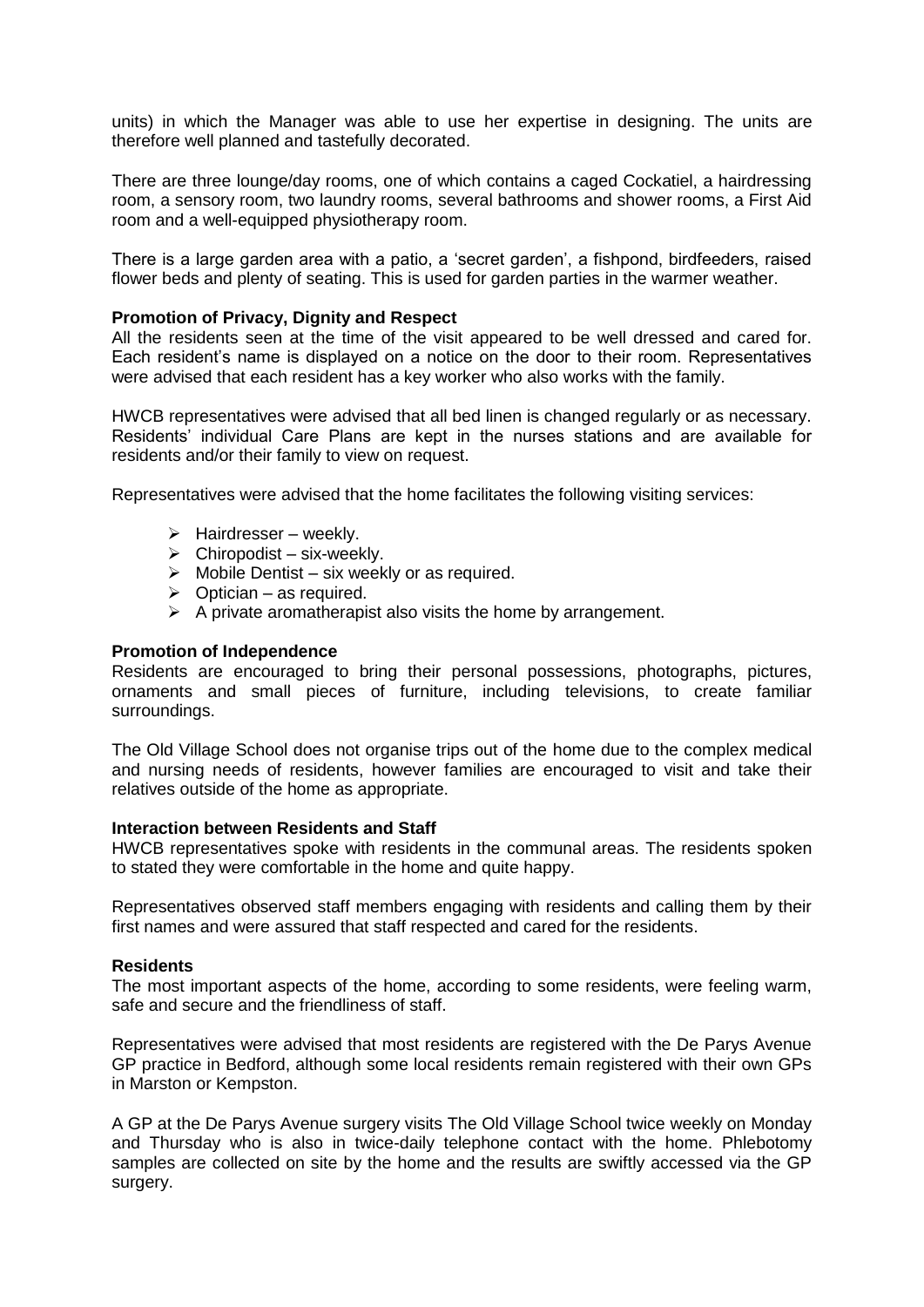units) in which the Manager was able to use her expertise in designing. The units are therefore well planned and tastefully decorated.

There are three lounge/day rooms, one of which contains a caged Cockatiel, a hairdressing room, a sensory room, two laundry rooms, several bathrooms and shower rooms, a First Aid room and a well-equipped physiotherapy room.

There is a large garden area with a patio, a 'secret garden', a fishpond, birdfeeders, raised flower beds and plenty of seating. This is used for garden parties in the warmer weather.

**Promotion of Privacy, Dignity and Respect**

All the residents seen at the time of the visit appeared to be well dressed and cared for. Each resident's name is displayed on a notice on the door to their room. Representatives were advised that each resident has a key worker who also works with the family.

HWCB representatives were advised that all bed linen is changed regularly or as necessary. Residents' individual Care Plans are kept in the nurses stations and are available for residents and/or their family to view on request.

Representatives were advised that the home facilitates the following visiting services:

- Hairdresser – weekly.
- Chiropodist – six-weekly.
- Mobile Dentist – six weekly or as required.
- Optician – as required.
- A private aromatherapist also visits the home by arrangement.

**Promotion of Independence**

Residents are encouraged to bring their personal possessions, photographs, pictures, ornaments and small pieces of furniture, including televisions, to create familiar surroundings.

The Old Village School does not organise trips out of the home due to the complex medical and nursing needs of residents, however families are encouraged to visit and take their relatives outside of the home as appropriate.

**Interaction between Residents and Staff**

HWCB representatives spoke with residents in the communal areas. The residents spoken to stated they were comfortable in the home and quite happy.

Representatives observed staff members engaging with residents and calling them by their first names and were assured that staff respected and cared for the residents.

**Residents**

The most important aspects of the home, according to some residents, were feeling warm, safe and secure and the friendliness of staff.

Representatives were advised that most residents are registered with the De Parys Avenue GP practice in Bedford, although some local residents remain registered with their own GPs in Marston or Kempston.

A GP at the De Parys Avenue surgery visits The Old Village School twice weekly on Monday and Thursday who is also in twice-daily telephone contact with the home. Phlebotomy samples are collected on site by the home and the results are swiftly accessed via the GP surgery.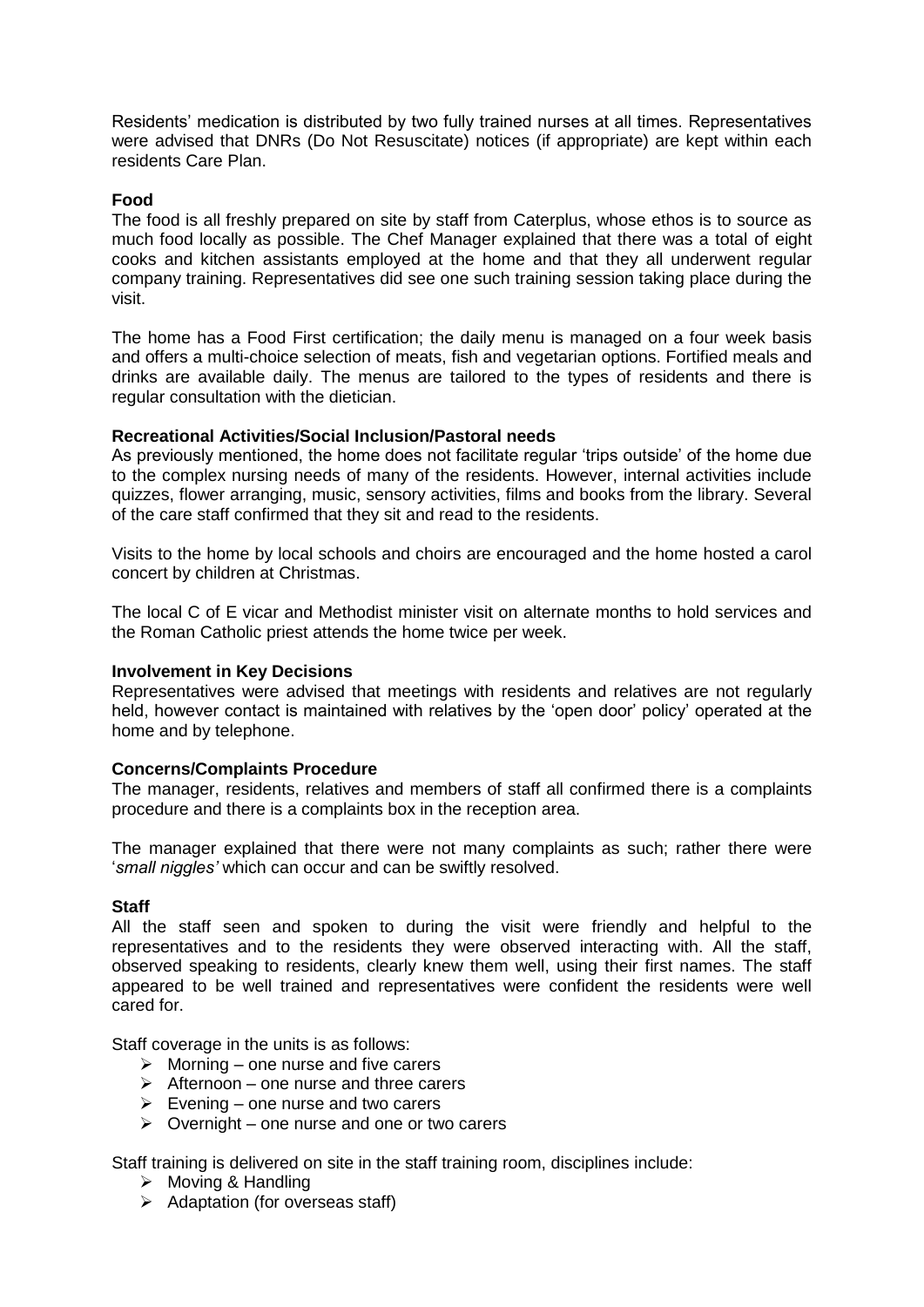Residents' medication is distributed by two fully trained nurses at all times. Representatives were advised that DNRs (Do Not Resuscitate) notices (if appropriate) are kept within each residents Care Plan.

**Food**

The food is all freshly prepared on site by staff from Caterplus, whose ethos is to source as much food locally as possible. The Chef Manager explained that there was a total of eight cooks and kitchen assistants employed at the home and that they all underwent regular company training. Representatives did see one such training session taking place during the visit.

The home has a Food First certification; the daily menu is managed on a four week basis and offers a multi-choice selection of meats, fish and vegetarian options. Fortified meals and drinks are available daily. The menus are tailored to the types of residents and there is regular consultation with the dietician.

**Recreational Activities/Social Inclusion/Pastoral needs**

As previously mentioned, the home does not facilitate regular 'trips outside' of the home due to the complex nursing needs of many of the residents. However, internal activities include quizzes, flower arranging, music, sensory activities, films and books from the library. Several of the care staff confirmed that they sit and read to the residents.

Visits to the home by local schools and choirs are encouraged and the home hosted a carol concert by children at Christmas.

The local C of E vicar and Methodist minister visit on alternate months to hold services and the Roman Catholic priest attends the home twice per week.

**Involvement in Key Decisions**

Representatives were advised that meetings with residents and relatives are not regularly held, however contact is maintained with relatives by the 'open door' policy' operated at the home and by telephone.

**Concerns/Complaints Procedure**

The manager, residents, relatives and members of staff all confirmed there is a complaints procedure and there is a complaints box in the reception area.

The manager explained that there were not many complaints as such; rather there were '*small niggles'* which can occur and can be swiftly resolved.

**Staff**

All the staff seen and spoken to during the visit were friendly and helpful to the representatives and to the residents they were observed interacting with. All the staff, observed speaking to residents, clearly knew them well, using their first names. The staff appeared to be well trained and representatives were confident the residents were well cared for.

Staff coverage in the units is as follows:

- Morning – one nurse and five carers
- Afternoon – one nurse and three carers
- Evening – one nurse and two carers
- Overnight – one nurse and one or two carers

Staff training is delivered on site in the staff training room, disciplines include:

- Moving & Handling
- Adaptation (for overseas staff)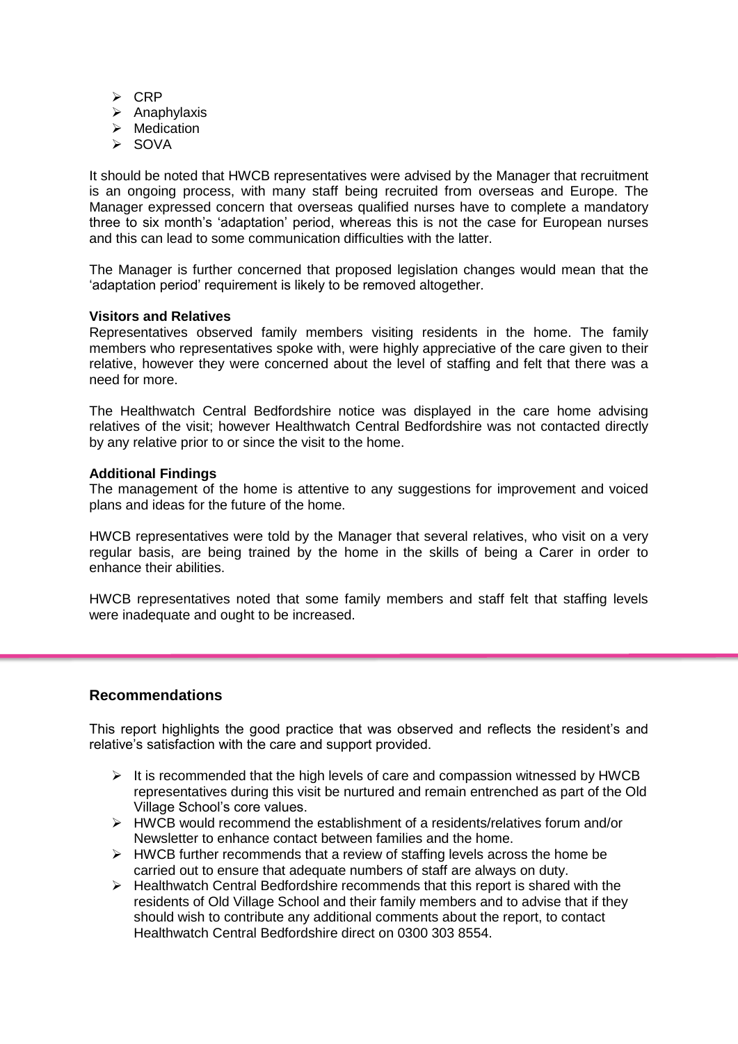- CRP
- Anaphylaxis
- Medication
- SOVA

It should be noted that HWCB representatives were advised by the Manager that recruitment is an ongoing process, with many staff being recruited from overseas and Europe. The Manager expressed concern that overseas qualified nurses have to complete a mandatory three to six month's 'adaptation' period, whereas this is not the case for European nurses and this can lead to some communication difficulties with the latter.

The Manager is further concerned that proposed legislation changes would mean that the 'adaptation period' requirement is likely to be removed altogether.

**Visitors and Relatives**

Representatives observed family members visiting residents in the home. The family members who representatives spoke with, were highly appreciative of the care given to their relative, however they were concerned about the level of staffing and felt that there was a need for more.

The Healthwatch Central Bedfordshire notice was displayed in the care home advising relatives of the visit; however Healthwatch Central Bedfordshire was not contacted directly by any relative prior to or since the visit to the home.

**Additional Findings**

The management of the home is attentive to any suggestions for improvement and voiced plans and ideas for the future of the home.

HWCB representatives were told by the Manager that several relatives, who visit on a very regular basis, are being trained by the home in the skills of being a Carer in order to enhance their abilities.

HWCB representatives noted that some family members and staff felt that staffing levels were inadequate and ought to be increased.

---

## Recommendations

This report highlights the good practice that was observed and reflects the resident's and relative's satisfaction with the care and support provided.

- It is recommended that the high levels of care and compassion witnessed by HWCB representatives during this visit be nurtured and remain entrenched as part of the Old Village School's core values.
- HWCB would recommend the establishment of a residents/relatives forum and/or Newsletter to enhance contact between families and the home.
- HWCB further recommends that a review of staffing levels across the home be carried out to ensure that adequate numbers of staff are always on duty.
- Healthwatch Central Bedfordshire recommends that this report is shared with the residents of Old Village School and their family members and to advise that if they should wish to contribute any additional comments about the report, to contact Healthwatch Central Bedfordshire direct on 0300 303 8554.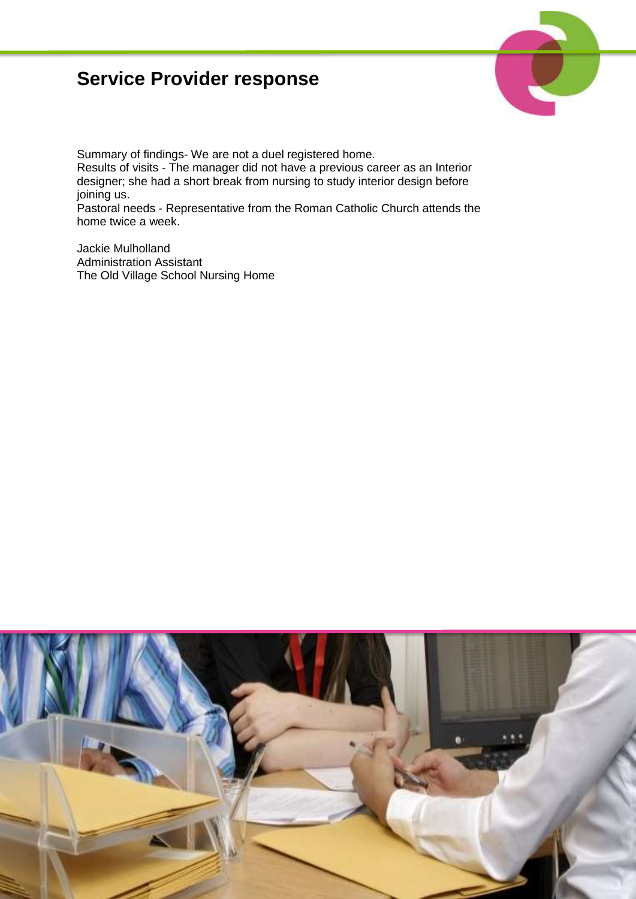# Service Provider response

Summary of findings- We are not a duel registered home.
Results of visits - The manager did not have a previous career as an Interior designer; she had a short break from nursing to study interior design before joining us.
Pastoral needs - Representative from the Roman Catholic Church attends the home twice a week.

Jackie Mulholland
Administration Assistant
The Old Village School Nursing Home